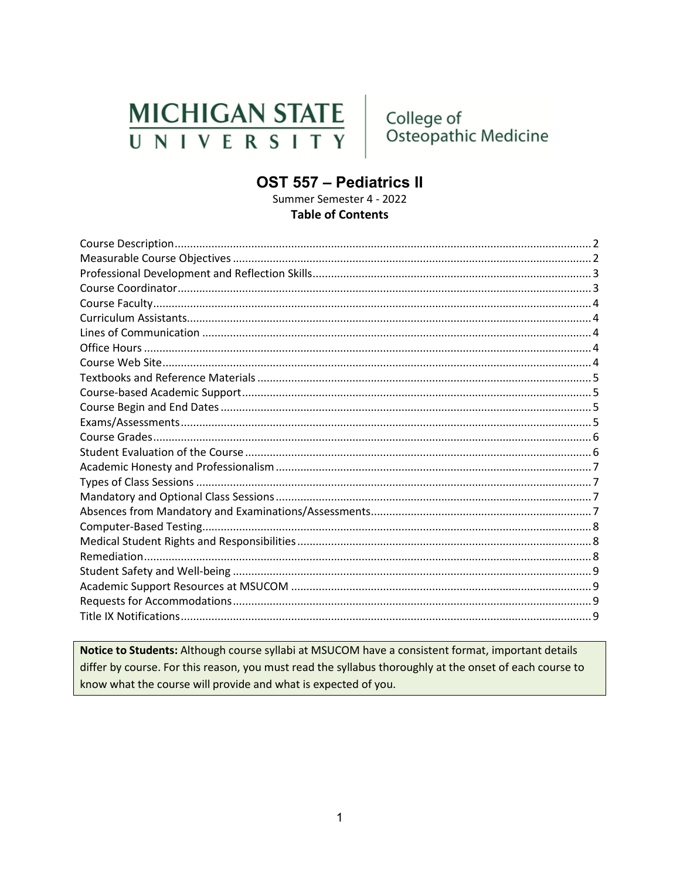MICHIGAN STATE UNIVERSITY | College of Osteopathic Medicine

# OST 557 – Pediatrics II

Summer Semester 4 - 2022

**Table of Contents**

Course Description .......... 2
Measurable Course Objectives .......... 2
Professional Development and Reflection Skills .......... 3
Course Coordinator .......... 3
Course Faculty .......... 4
Curriculum Assistants .......... 4
Lines of Communication .......... 4
Office Hours .......... 4
Course Web Site .......... 4
Textbooks and Reference Materials .......... 5
Course-based Academic Support .......... 5
Course Begin and End Dates .......... 5
Exams/Assessments .......... 5
Course Grades .......... 6
Student Evaluation of the Course .......... 6
Academic Honesty and Professionalism .......... 7
Types of Class Sessions .......... 7
Mandatory and Optional Class Sessions .......... 7
Absences from Mandatory and Examinations/Assessments .......... 7
Computer-Based Testing .......... 8
Medical Student Rights and Responsibilities .......... 8
Remediation .......... 8
Student Safety and Well-being .......... 9
Academic Support Resources at MSUCOM .......... 9
Requests for Accommodations .......... 9
Title IX Notifications .......... 9

**Notice to Students:** Although course syllabi at MSUCOM have a consistent format, important details differ by course. For this reason, you must read the syllabus thoroughly at the onset of each course to know what the course will provide and what is expected of you.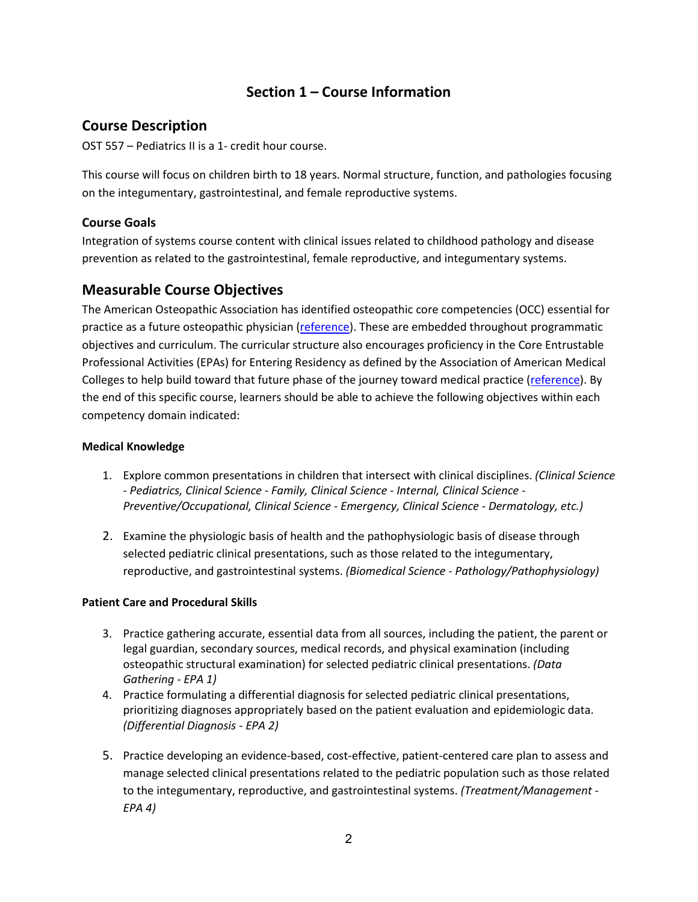# Section 1 – Course Information

## Course Description

OST 557 – Pediatrics II is a 1- credit hour course.

This course will focus on children birth to 18 years. Normal structure, function, and pathologies focusing on the integumentary, gastrointestinal, and female reproductive systems.

### Course Goals

Integration of systems course content with clinical issues related to childhood pathology and disease prevention as related to the gastrointestinal, female reproductive, and integumentary systems.

## Measurable Course Objectives

The American Osteopathic Association has identified osteopathic core competencies (OCC) essential for practice as a future osteopathic physician (reference). These are embedded throughout programmatic objectives and curriculum. The curricular structure also encourages proficiency in the Core Entrustable Professional Activities (EPAs) for Entering Residency as defined by the Association of American Medical Colleges to help build toward that future phase of the journey toward medical practice (reference). By the end of this specific course, learners should be able to achieve the following objectives within each competency domain indicated:

#### Medical Knowledge

1. Explore common presentations in children that intersect with clinical disciplines. *(Clinical Science - Pediatrics, Clinical Science - Family, Clinical Science - Internal, Clinical Science - Preventive/Occupational, Clinical Science - Emergency, Clinical Science - Dermatology, etc.)*
2. Examine the physiologic basis of health and the pathophysiologic basis of disease through selected pediatric clinical presentations, such as those related to the integumentary, reproductive, and gastrointestinal systems. *(Biomedical Science - Pathology/Pathophysiology)*

#### Patient Care and Procedural Skills

3. Practice gathering accurate, essential data from all sources, including the patient, the parent or legal guardian, secondary sources, medical records, and physical examination (including osteopathic structural examination) for selected pediatric clinical presentations. *(Data Gathering - EPA 1)*
4. Practice formulating a differential diagnosis for selected pediatric clinical presentations, prioritizing diagnoses appropriately based on the patient evaluation and epidemiologic data. *(Differential Diagnosis - EPA 2)*
5. Practice developing an evidence-based, cost-effective, patient-centered care plan to assess and manage selected clinical presentations related to the pediatric population such as those related to the integumentary, reproductive, and gastrointestinal systems. *(Treatment/Management - EPA 4)*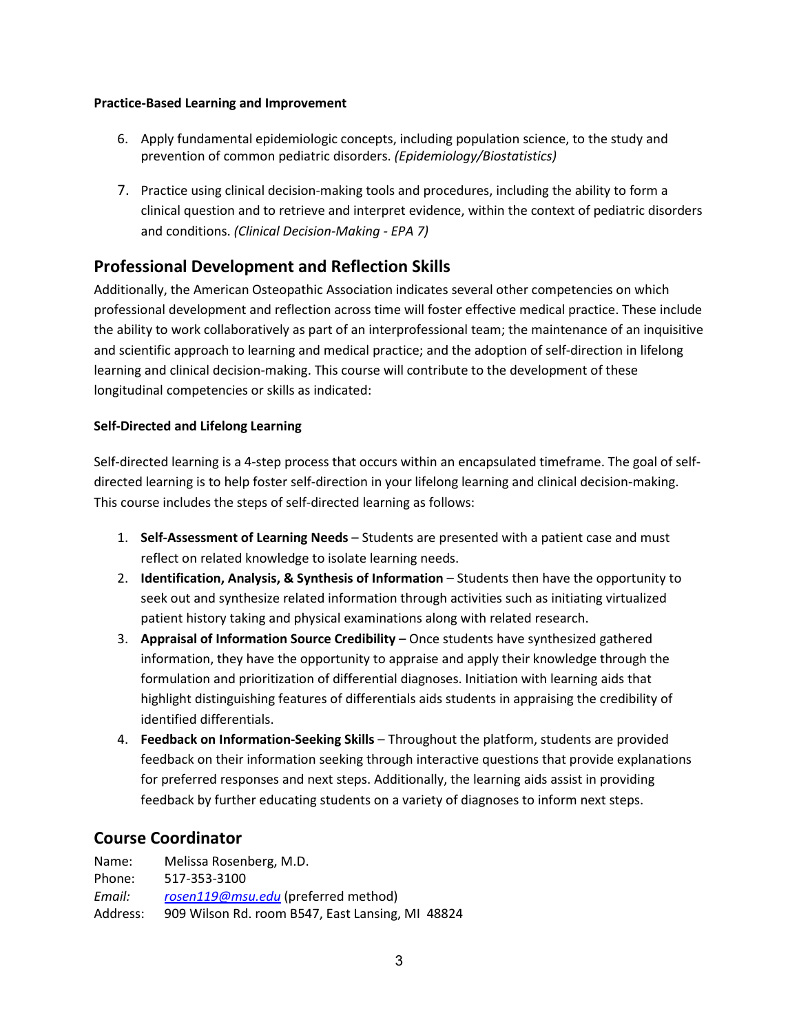**Practice-Based Learning and Improvement**

6. Apply fundamental epidemiologic concepts, including population science, to the study and prevention of common pediatric disorders. *(Epidemiology/Biostatistics)*

7. Practice using clinical decision-making tools and procedures, including the ability to form a clinical question and to retrieve and interpret evidence, within the context of pediatric disorders and conditions. *(Clinical Decision-Making - EPA 7)*

## Professional Development and Reflection Skills

Additionally, the American Osteopathic Association indicates several other competencies on which professional development and reflection across time will foster effective medical practice. These include the ability to work collaboratively as part of an interprofessional team; the maintenance of an inquisitive and scientific approach to learning and medical practice; and the adoption of self-direction in lifelong learning and clinical decision-making. This course will contribute to the development of these longitudinal competencies or skills as indicated:

**Self-Directed and Lifelong Learning**

Self-directed learning is a 4-step process that occurs within an encapsulated timeframe. The goal of self-directed learning is to help foster self-direction in your lifelong learning and clinical decision-making. This course includes the steps of self-directed learning as follows:

1. **Self-Assessment of Learning Needs** – Students are presented with a patient case and must reflect on related knowledge to isolate learning needs.
2. **Identification, Analysis, & Synthesis of Information** – Students then have the opportunity to seek out and synthesize related information through activities such as initiating virtualized patient history taking and physical examinations along with related research.
3. **Appraisal of Information Source Credibility** – Once students have synthesized gathered information, they have the opportunity to appraise and apply their knowledge through the formulation and prioritization of differential diagnoses. Initiation with learning aids that highlight distinguishing features of differentials aids students in appraising the credibility of identified differentials.
4. **Feedback on Information-Seeking Skills** – Throughout the platform, students are provided feedback on their information seeking through interactive questions that provide explanations for preferred responses and next steps. Additionally, the learning aids assist in providing feedback by further educating students on a variety of diagnoses to inform next steps.

## Course Coordinator

Name: Melissa Rosenberg, M.D.
Phone: 517-353-3100
*Email:* [rosen119@msu.edu](mailto:rosen119@msu.edu) (preferred method)
Address: 909 Wilson Rd. room B547, East Lansing, MI 48824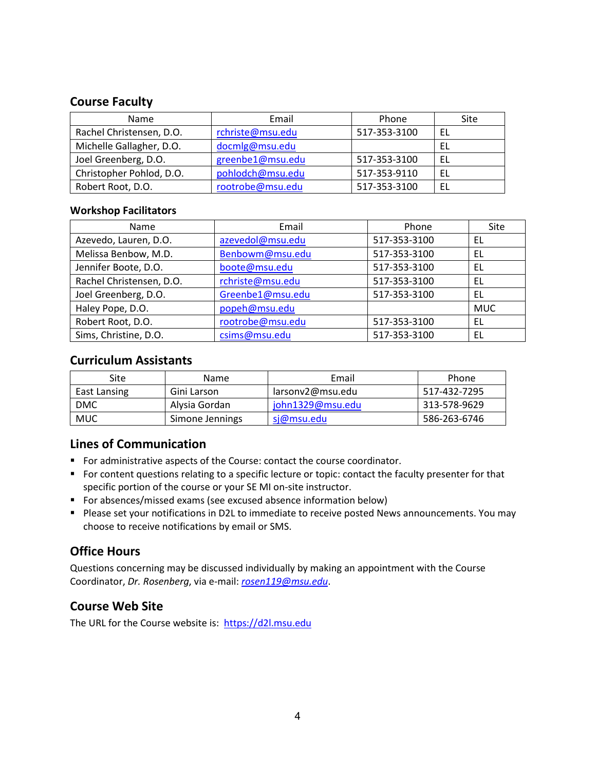## Course Faculty

| Name | Email | Phone | Site |
|---|---|---|---|
| Rachel Christensen, D.O. | rchriste@msu.edu | 517-353-3100 | EL |
| Michelle Gallagher, D.O. | docmlg@msu.edu | | EL |
| Joel Greenberg, D.O. | greenbe1@msu.edu | 517-353-3100 | EL |
| Christopher Pohlod, D.O. | pohlodch@msu.edu | 517-353-9110 | EL |
| Robert Root, D.O. | rootrobe@msu.edu | 517-353-3100 | EL |

### Workshop Facilitators

| Name | Email | Phone | Site |
|---|---|---|---|
| Azevedo, Lauren, D.O. | azevedol@msu.edu | 517-353-3100 | EL |
| Melissa Benbow, M.D. | Benbowm@msu.edu | 517-353-3100 | EL |
| Jennifer Boote, D.O. | boote@msu.edu | 517-353-3100 | EL |
| Rachel Christensen, D.O. | rchriste@msu.edu | 517-353-3100 | EL |
| Joel Greenberg, D.O. | Greenbe1@msu.edu | 517-353-3100 | EL |
| Haley Pope, D.O. | popeh@msu.edu | | MUC |
| Robert Root, D.O. | rootrobe@msu.edu | 517-353-3100 | EL |
| Sims, Christine, D.O. | csims@msu.edu | 517-353-3100 | EL |

## Curriculum Assistants

| Site | Name | Email | Phone |
|---|---|---|---|
| East Lansing | Gini Larson | larsonv2@msu.edu | 517-432-7295 |
| DMC | Alysia Gordan | john1329@msu.edu | 313-578-9629 |
| MUC | Simone Jennings | sj@msu.edu | 586-263-6746 |

## Lines of Communication

- For administrative aspects of the Course: contact the course coordinator.
- For content questions relating to a specific lecture or topic: contact the faculty presenter for that specific portion of the course or your SE MI on-site instructor.
- For absences/missed exams (see excused absence information below)
- Please set your notifications in D2L to immediate to receive posted News announcements. You may choose to receive notifications by email or SMS.

## Office Hours

Questions concerning may be discussed individually by making an appointment with the Course Coordinator, *Dr. Rosenberg*, via e-mail: *rosen119@msu.edu*.

## Course Web Site

The URL for the Course website is: https://d2l.msu.edu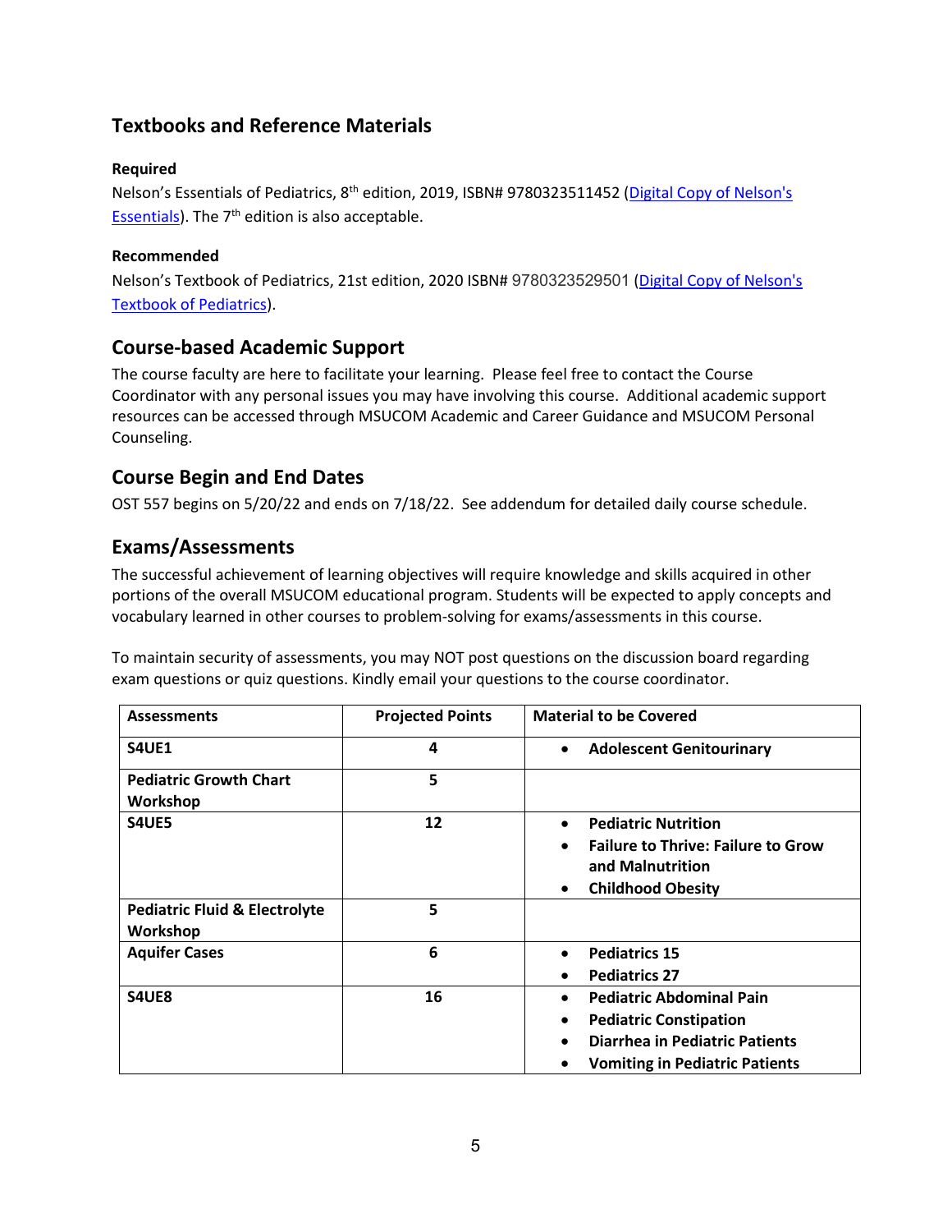## Textbooks and Reference Materials

### Required

Nelson's Essentials of Pediatrics, 8th edition, 2019, ISBN# 9780323511452 ([Digital Copy of Nelson's Essentials]). The 7th edition is also acceptable.

### Recommended

Nelson's Textbook of Pediatrics, 21st edition, 2020 ISBN# 9780323529501 ([Digital Copy of Nelson's Textbook of Pediatrics]).

## Course-based Academic Support

The course faculty are here to facilitate your learning. Please feel free to contact the Course Coordinator with any personal issues you may have involving this course. Additional academic support resources can be accessed through MSUCOM Academic and Career Guidance and MSUCOM Personal Counseling.

## Course Begin and End Dates

OST 557 begins on 5/20/22 and ends on 7/18/22. See addendum for detailed daily course schedule.

## Exams/Assessments

The successful achievement of learning objectives will require knowledge and skills acquired in other portions of the overall MSUCOM educational program. Students will be expected to apply concepts and vocabulary learned in other courses to problem-solving for exams/assessments in this course.

To maintain security of assessments, you may NOT post questions on the discussion board regarding exam questions or quiz questions. Kindly email your questions to the course coordinator.

| Assessments | Projected Points | Material to be Covered |
|---|---|---|
| **S4UE1** | **4** | • **Adolescent Genitourinary** |
| **Pediatric Growth Chart Workshop** | **5** | |
| **S4UE5** | **12** | • **Pediatric Nutrition**<br>• **Failure to Thrive: Failure to Grow and Malnutrition**<br>• **Childhood Obesity** |
| **Pediatric Fluid & Electrolyte Workshop** | **5** | |
| **Aquifer Cases** | **6** | • **Pediatrics 15**<br>• **Pediatrics 27** |
| **S4UE8** | **16** | • **Pediatric Abdominal Pain**<br>• **Pediatric Constipation**<br>• **Diarrhea in Pediatric Patients**<br>• **Vomiting in Pediatric Patients** |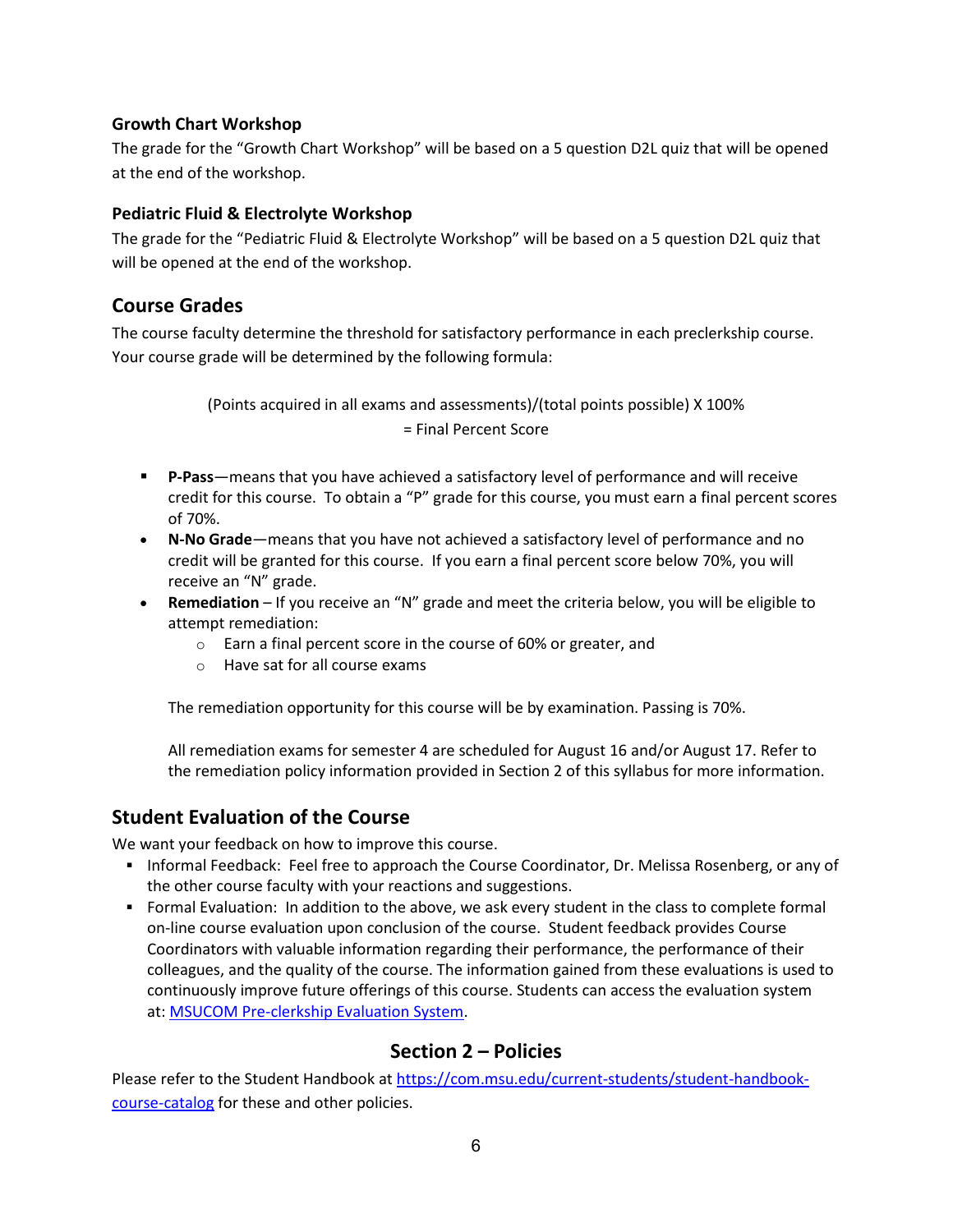### Growth Chart Workshop

The grade for the "Growth Chart Workshop" will be based on a 5 question D2L quiz that will be opened at the end of the workshop.

### Pediatric Fluid & Electrolyte Workshop

The grade for the "Pediatric Fluid & Electrolyte Workshop" will be based on a 5 question D2L quiz that will be opened at the end of the workshop.

## Course Grades

The course faculty determine the threshold for satisfactory performance in each preclerkship course. Your course grade will be determined by the following formula:

(Points acquired in all exams and assessments)/(total points possible) X 100%
= Final Percent Score

- **P-Pass**—means that you have achieved a satisfactory level of performance and will receive credit for this course. To obtain a "P" grade for this course, you must earn a final percent scores of 70%.
- **N-No Grade**—means that you have not achieved a satisfactory level of performance and no credit will be granted for this course. If you earn a final percent score below 70%, you will receive an "N" grade.
- **Remediation** – If you receive an "N" grade and meet the criteria below, you will be eligible to attempt remediation:
  - Earn a final percent score in the course of 60% or greater, and
  - Have sat for all course exams

  The remediation opportunity for this course will be by examination. Passing is 70%.

  All remediation exams for semester 4 are scheduled for August 16 and/or August 17. Refer to the remediation policy information provided in Section 2 of this syllabus for more information.

## Student Evaluation of the Course

We want your feedback on how to improve this course.

- Informal Feedback: Feel free to approach the Course Coordinator, Dr. Melissa Rosenberg, or any of the other course faculty with your reactions and suggestions.
- Formal Evaluation: In addition to the above, we ask every student in the class to complete formal on-line course evaluation upon conclusion of the course. Student feedback provides Course Coordinators with valuable information regarding their performance, the performance of their colleagues, and the quality of the course. The information gained from these evaluations is used to continuously improve future offerings of this course. Students can access the evaluation system at: MSUCOM Pre-clerkship Evaluation System.

## Section 2 – Policies

Please refer to the Student Handbook at https://com.msu.edu/current-students/student-handbook-course-catalog for these and other policies.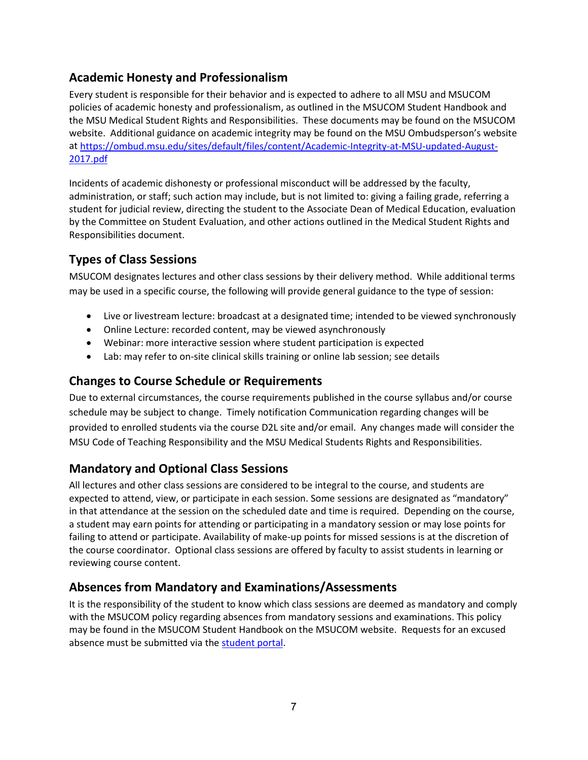## Academic Honesty and Professionalism

Every student is responsible for their behavior and is expected to adhere to all MSU and MSUCOM policies of academic honesty and professionalism, as outlined in the MSUCOM Student Handbook and the MSU Medical Student Rights and Responsibilities. These documents may be found on the MSUCOM website. Additional guidance on academic integrity may be found on the MSU Ombudsperson's website at https://ombud.msu.edu/sites/default/files/content/Academic-Integrity-at-MSU-updated-August-2017.pdf

Incidents of academic dishonesty or professional misconduct will be addressed by the faculty, administration, or staff; such action may include, but is not limited to: giving a failing grade, referring a student for judicial review, directing the student to the Associate Dean of Medical Education, evaluation by the Committee on Student Evaluation, and other actions outlined in the Medical Student Rights and Responsibilities document.

## Types of Class Sessions

MSUCOM designates lectures and other class sessions by their delivery method. While additional terms may be used in a specific course, the following will provide general guidance to the type of session:

- Live or livestream lecture: broadcast at a designated time; intended to be viewed synchronously
- Online Lecture: recorded content, may be viewed asynchronously
- Webinar: more interactive session where student participation is expected
- Lab: may refer to on-site clinical skills training or online lab session; see details

## Changes to Course Schedule or Requirements

Due to external circumstances, the course requirements published in the course syllabus and/or course schedule may be subject to change. Timely notification Communication regarding changes will be provided to enrolled students via the course D2L site and/or email. Any changes made will consider the MSU Code of Teaching Responsibility and the MSU Medical Students Rights and Responsibilities.

## Mandatory and Optional Class Sessions

All lectures and other class sessions are considered to be integral to the course, and students are expected to attend, view, or participate in each session. Some sessions are designated as "mandatory" in that attendance at the session on the scheduled date and time is required. Depending on the course, a student may earn points for attending or participating in a mandatory session or may lose points for failing to attend or participate. Availability of make-up points for missed sessions is at the discretion of the course coordinator. Optional class sessions are offered by faculty to assist students in learning or reviewing course content.

## Absences from Mandatory and Examinations/Assessments

It is the responsibility of the student to know which class sessions are deemed as mandatory and comply with the MSUCOM policy regarding absences from mandatory sessions and examinations. This policy may be found in the MSUCOM Student Handbook on the MSUCOM website. Requests for an excused absence must be submitted via the student portal.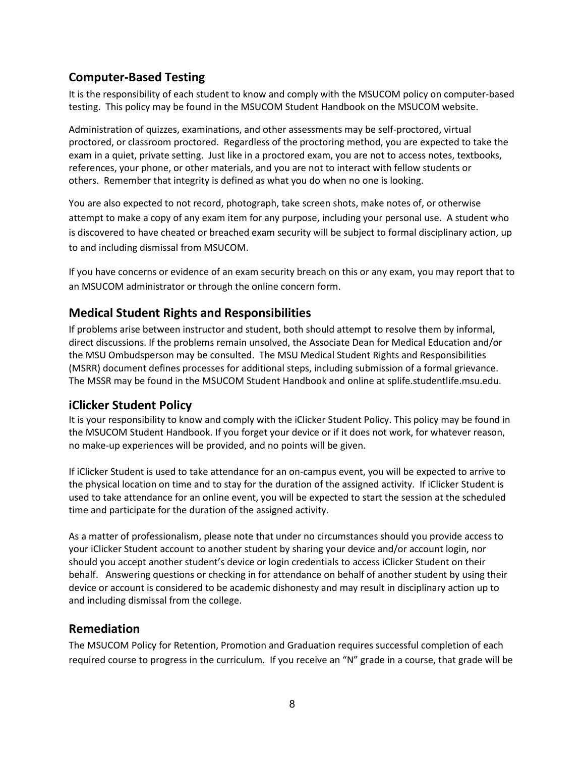## Computer-Based Testing

It is the responsibility of each student to know and comply with the MSUCOM policy on computer-based testing. This policy may be found in the MSUCOM Student Handbook on the MSUCOM website.

Administration of quizzes, examinations, and other assessments may be self-proctored, virtual proctored, or classroom proctored. Regardless of the proctoring method, you are expected to take the exam in a quiet, private setting. Just like in a proctored exam, you are not to access notes, textbooks, references, your phone, or other materials, and you are not to interact with fellow students or others. Remember that integrity is defined as what you do when no one is looking.

You are also expected to not record, photograph, take screen shots, make notes of, or otherwise attempt to make a copy of any exam item for any purpose, including your personal use. A student who is discovered to have cheated or breached exam security will be subject to formal disciplinary action, up to and including dismissal from MSUCOM.

If you have concerns or evidence of an exam security breach on this or any exam, you may report that to an MSUCOM administrator or through the online concern form.

## Medical Student Rights and Responsibilities

If problems arise between instructor and student, both should attempt to resolve them by informal, direct discussions. If the problems remain unsolved, the Associate Dean for Medical Education and/or the MSU Ombudsperson may be consulted. The MSU Medical Student Rights and Responsibilities (MSRR) document defines processes for additional steps, including submission of a formal grievance. The MSSR may be found in the MSUCOM Student Handbook and online at splife.studentlife.msu.edu.

## iClicker Student Policy

It is your responsibility to know and comply with the iClicker Student Policy. This policy may be found in the MSUCOM Student Handbook. If you forget your device or if it does not work, for whatever reason, no make-up experiences will be provided, and no points will be given.

If iClicker Student is used to take attendance for an on-campus event, you will be expected to arrive to the physical location on time and to stay for the duration of the assigned activity. If iClicker Student is used to take attendance for an online event, you will be expected to start the session at the scheduled time and participate for the duration of the assigned activity.

As a matter of professionalism, please note that under no circumstances should you provide access to your iClicker Student account to another student by sharing your device and/or account login, nor should you accept another student's device or login credentials to access iClicker Student on their behalf. Answering questions or checking in for attendance on behalf of another student by using their device or account is considered to be academic dishonesty and may result in disciplinary action up to and including dismissal from the college.

## Remediation

The MSUCOM Policy for Retention, Promotion and Graduation requires successful completion of each required course to progress in the curriculum. If you receive an "N" grade in a course, that grade will be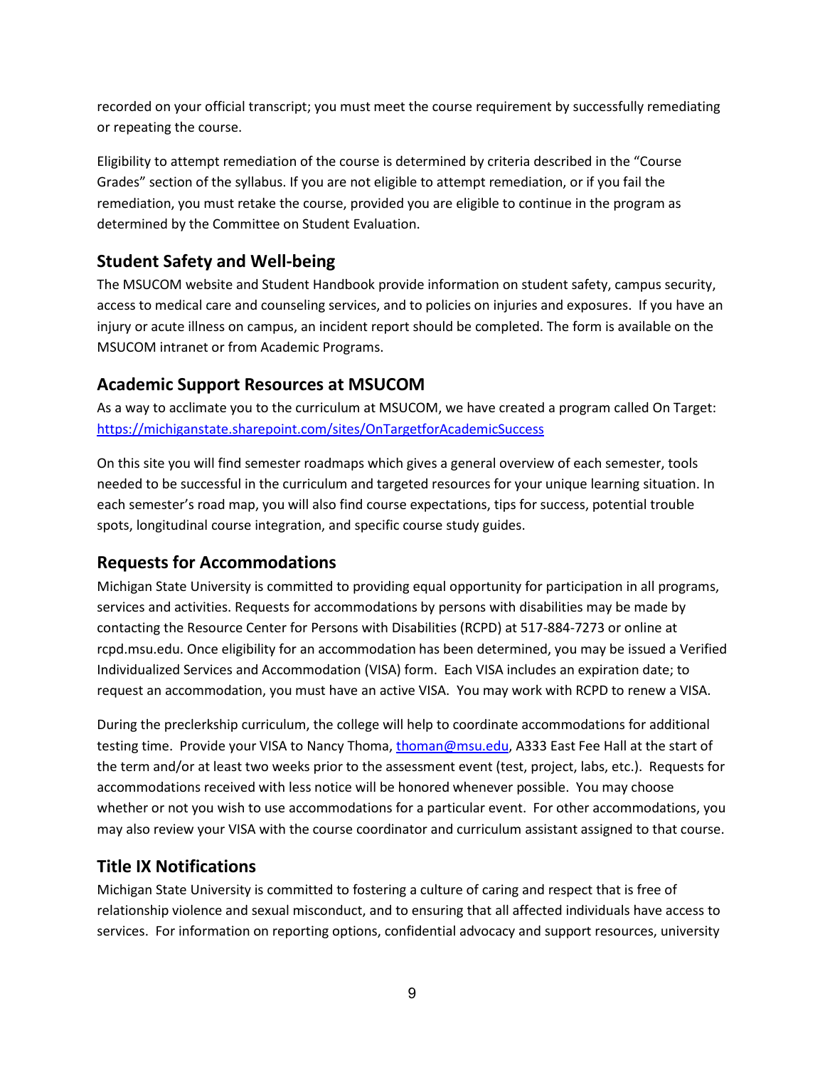recorded on your official transcript; you must meet the course requirement by successfully remediating or repeating the course.

Eligibility to attempt remediation of the course is determined by criteria described in the "Course Grades" section of the syllabus. If you are not eligible to attempt remediation, or if you fail the remediation, you must retake the course, provided you are eligible to continue in the program as determined by the Committee on Student Evaluation.

## Student Safety and Well-being

The MSUCOM website and Student Handbook provide information on student safety, campus security, access to medical care and counseling services, and to policies on injuries and exposures. If you have an injury or acute illness on campus, an incident report should be completed. The form is available on the MSUCOM intranet or from Academic Programs.

## Academic Support Resources at MSUCOM

As a way to acclimate you to the curriculum at MSUCOM, we have created a program called On Target: https://michiganstate.sharepoint.com/sites/OnTargetforAcademicSuccess

On this site you will find semester roadmaps which gives a general overview of each semester, tools needed to be successful in the curriculum and targeted resources for your unique learning situation. In each semester's road map, you will also find course expectations, tips for success, potential trouble spots, longitudinal course integration, and specific course study guides.

## Requests for Accommodations

Michigan State University is committed to providing equal opportunity for participation in all programs, services and activities. Requests for accommodations by persons with disabilities may be made by contacting the Resource Center for Persons with Disabilities (RCPD) at 517-884-7273 or online at rcpd.msu.edu. Once eligibility for an accommodation has been determined, you may be issued a Verified Individualized Services and Accommodation (VISA) form. Each VISA includes an expiration date; to request an accommodation, you must have an active VISA. You may work with RCPD to renew a VISA.

During the preclerkship curriculum, the college will help to coordinate accommodations for additional testing time. Provide your VISA to Nancy Thoma, thoman@msu.edu, A333 East Fee Hall at the start of the term and/or at least two weeks prior to the assessment event (test, project, labs, etc.). Requests for accommodations received with less notice will be honored whenever possible. You may choose whether or not you wish to use accommodations for a particular event. For other accommodations, you may also review your VISA with the course coordinator and curriculum assistant assigned to that course.

## Title IX Notifications

Michigan State University is committed to fostering a culture of caring and respect that is free of relationship violence and sexual misconduct, and to ensuring that all affected individuals have access to services. For information on reporting options, confidential advocacy and support resources, university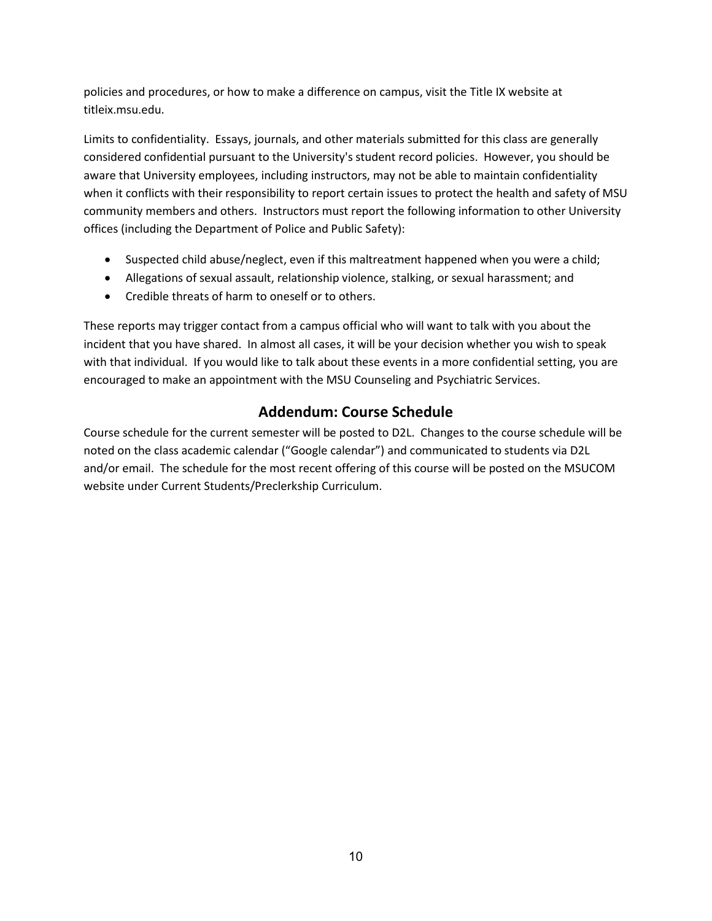policies and procedures, or how to make a difference on campus, visit the Title IX website at titleix.msu.edu.

Limits to confidentiality. Essays, journals, and other materials submitted for this class are generally considered confidential pursuant to the University's student record policies. However, you should be aware that University employees, including instructors, may not be able to maintain confidentiality when it conflicts with their responsibility to report certain issues to protect the health and safety of MSU community members and others. Instructors must report the following information to other University offices (including the Department of Police and Public Safety):

- Suspected child abuse/neglect, even if this maltreatment happened when you were a child;
- Allegations of sexual assault, relationship violence, stalking, or sexual harassment; and
- Credible threats of harm to oneself or to others.

These reports may trigger contact from a campus official who will want to talk with you about the incident that you have shared. In almost all cases, it will be your decision whether you wish to speak with that individual. If you would like to talk about these events in a more confidential setting, you are encouraged to make an appointment with the MSU Counseling and Psychiatric Services.

## Addendum: Course Schedule

Course schedule for the current semester will be posted to D2L. Changes to the course schedule will be noted on the class academic calendar ("Google calendar") and communicated to students via D2L and/or email. The schedule for the most recent offering of this course will be posted on the MSUCOM website under Current Students/Preclerkship Curriculum.